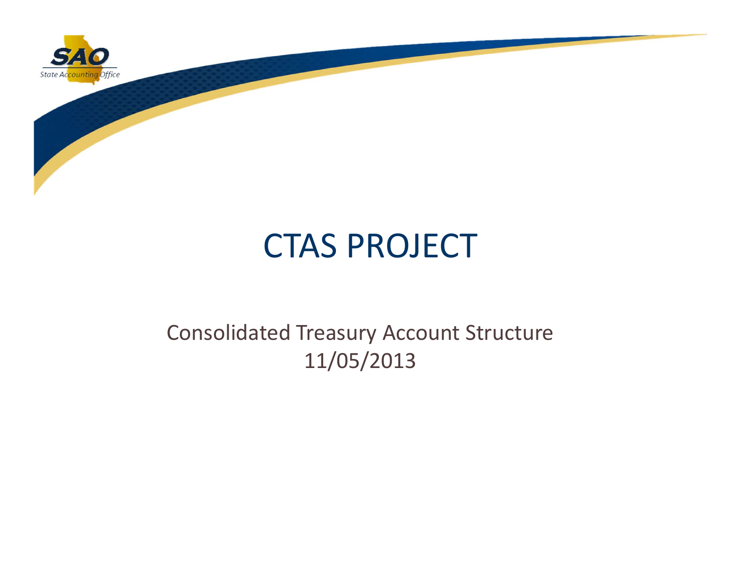# CTAS PROJECT

Consolidated Treasury Account Structure
11/05/2013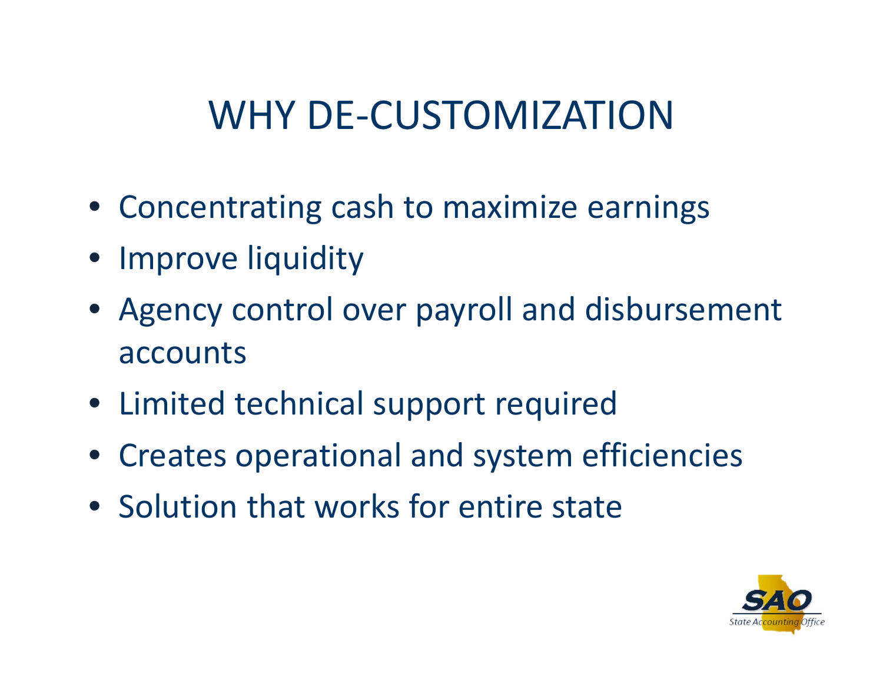# WHY DE-CUSTOMIZATION

- Concentrating cash to maximize earnings
- Improve liquidity
- Agency control over payroll and disbursement accounts
- Limited technical support required
- Creates operational and system efficiencies
- Solution that works for entire state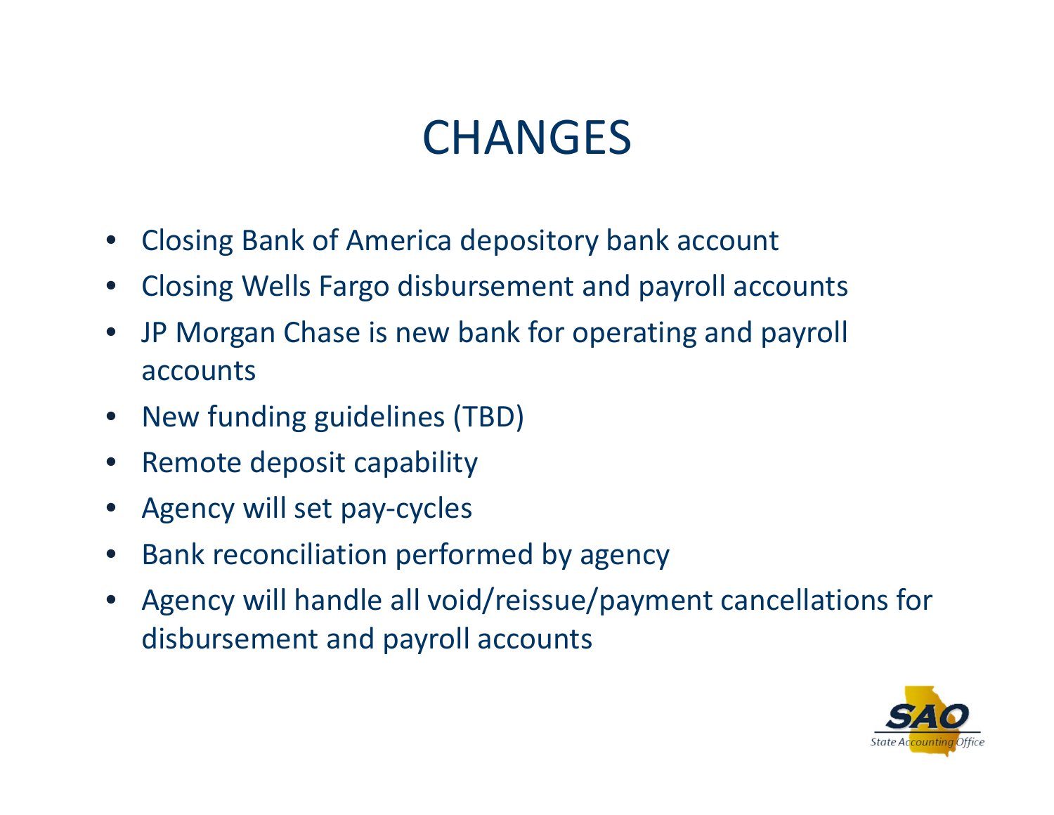# CHANGES

- Closing Bank of America depository bank account
- Closing Wells Fargo disbursement and payroll accounts
- JP Morgan Chase is new bank for operating and payroll accounts
- New funding guidelines (TBD)
- Remote deposit capability
- Agency will set pay-cycles
- Bank reconciliation performed by agency
- Agency will handle all void/reissue/payment cancellations for disbursement and payroll accounts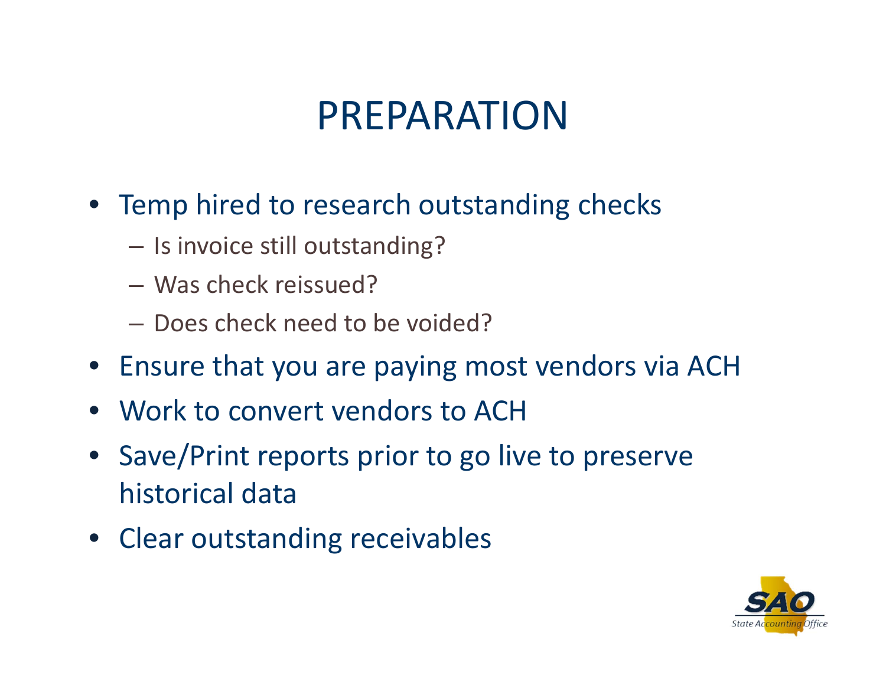# PREPARATION

- Temp hired to research outstanding checks
  - Is invoice still outstanding?
  - Was check reissued?
  - Does check need to be voided?
- Ensure that you are paying most vendors via ACH
- Work to convert vendors to ACH
- Save/Print reports prior to go live to preserve historical data
- Clear outstanding receivables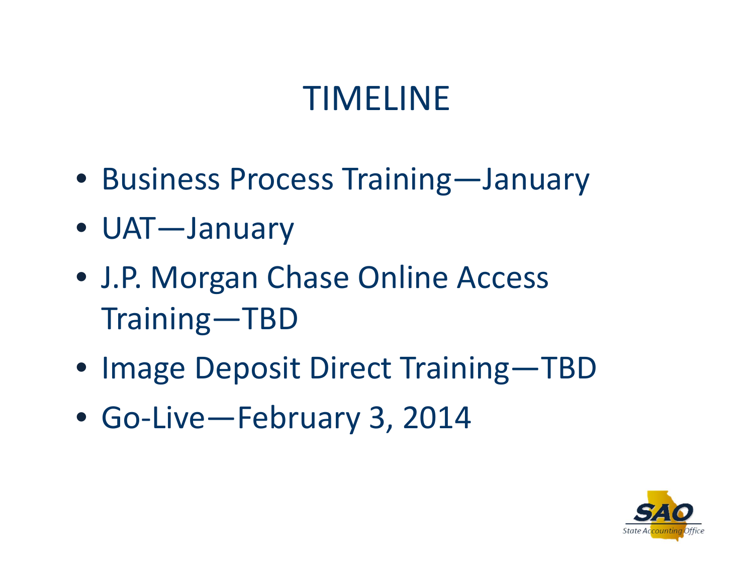# TIMELINE

- Business Process Training—January
- UAT—January
- J.P. Morgan Chase Online Access Training—TBD
- Image Deposit Direct Training—TBD
- Go-Live—February 3, 2014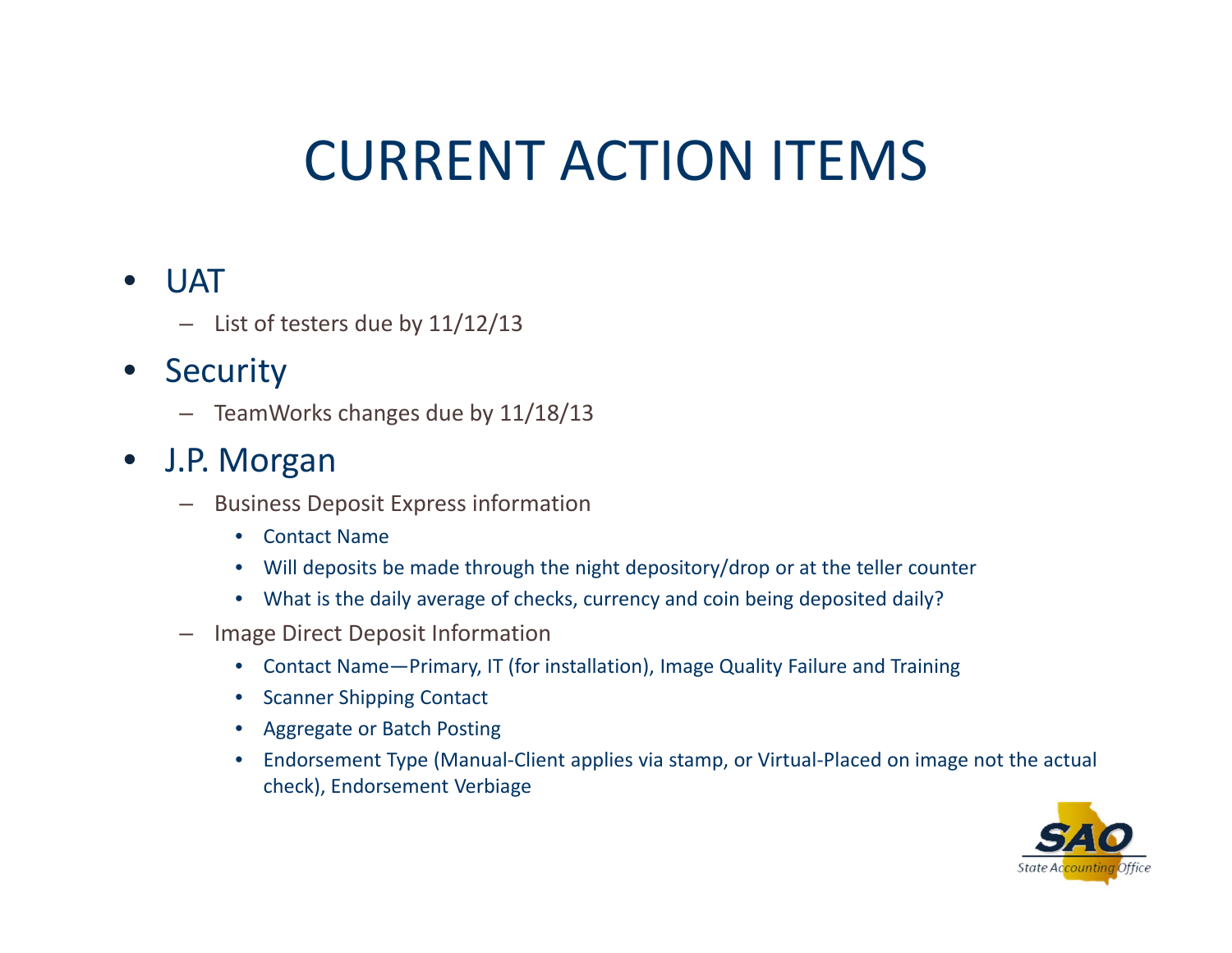# CURRENT ACTION ITEMS

- UAT
  - List of testers due by 11/12/13
- Security
  - TeamWorks changes due by 11/18/13
- J.P. Morgan
  - Business Deposit Express information
    - Contact Name
    - Will deposits be made through the night depository/drop or at the teller counter
    - What is the daily average of checks, currency and coin being deposited daily?
  - Image Direct Deposit Information
    - Contact Name—Primary, IT (for installation), Image Quality Failure and Training
    - Scanner Shipping Contact
    - Aggregate or Batch Posting
    - Endorsement Type (Manual-Client applies via stamp, or Virtual-Placed on image not the actual check), Endorsement Verbiage